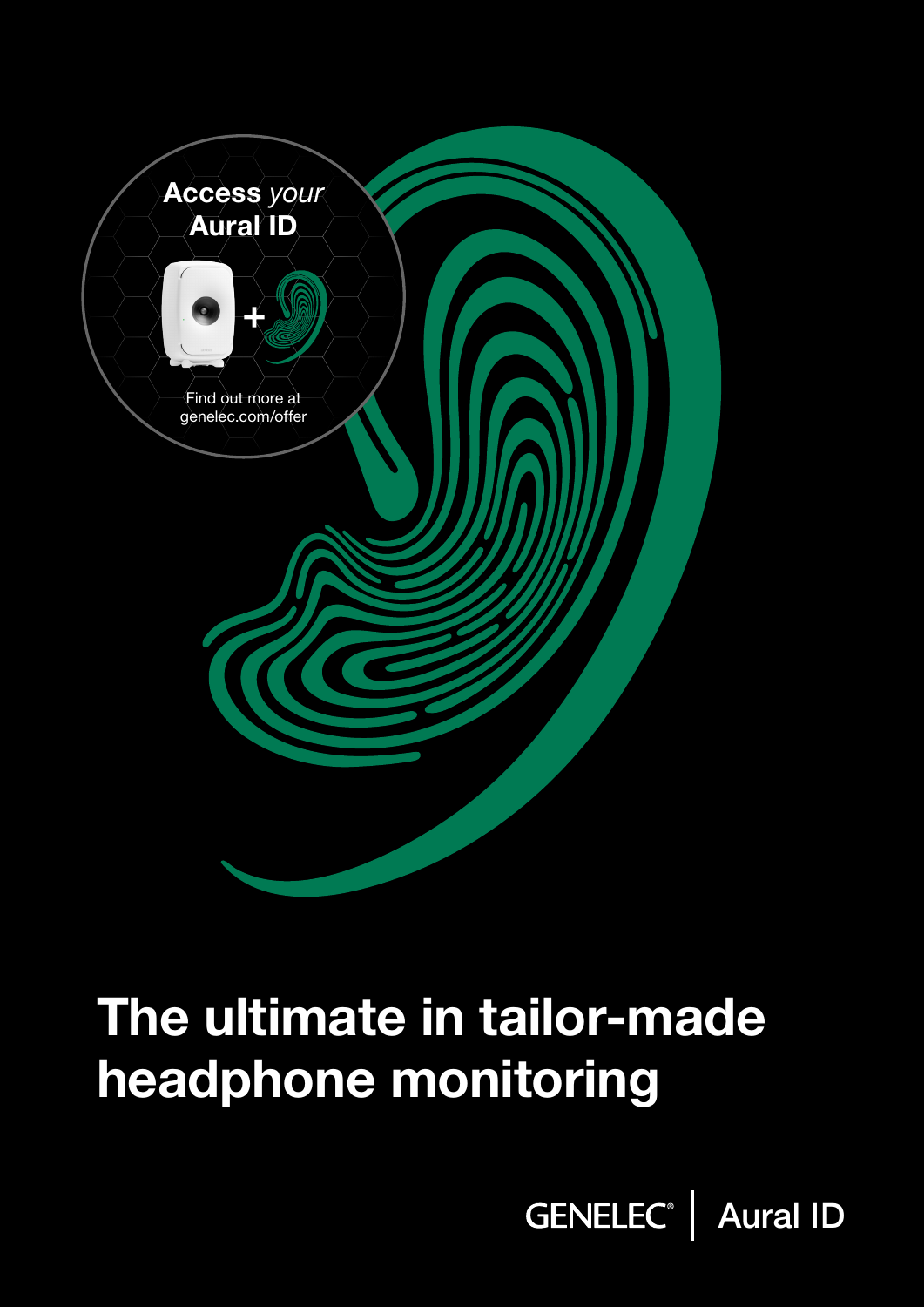**Access *your* Aural ID**

+

Find out more at genelec.com/offer

# The ultimate in tailor-made headphone monitoring

GENELEC® | Aural ID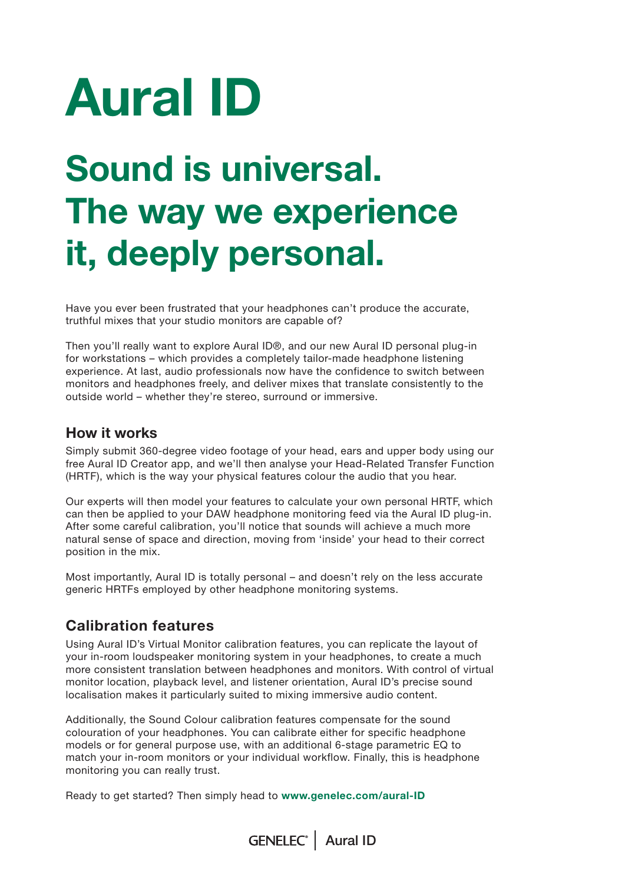# Aural ID

## Sound is universal. The way we experience it, deeply personal.

Have you ever been frustrated that your headphones can't produce the accurate, truthful mixes that your studio monitors are capable of?

Then you'll really want to explore Aural ID®, and our new Aural ID personal plug-in for workstations – which provides a completely tailor-made headphone listening experience. At last, audio professionals now have the confidence to switch between monitors and headphones freely, and deliver mixes that translate consistently to the outside world – whether they're stereo, surround or immersive.

### How it works

Simply submit 360-degree video footage of your head, ears and upper body using our free Aural ID Creator app, and we'll then analyse your Head-Related Transfer Function (HRTF), which is the way your physical features colour the audio that you hear.

Our experts will then model your features to calculate your own personal HRTF, which can then be applied to your DAW headphone monitoring feed via the Aural ID plug-in. After some careful calibration, you'll notice that sounds will achieve a much more natural sense of space and direction, moving from 'inside' your head to their correct position in the mix.

Most importantly, Aural ID is totally personal – and doesn't rely on the less accurate generic HRTFs employed by other headphone monitoring systems.

### Calibration features

Using Aural ID's Virtual Monitor calibration features, you can replicate the layout of your in-room loudspeaker monitoring system in your headphones, to create a much more consistent translation between headphones and monitors. With control of virtual monitor location, playback level, and listener orientation, Aural ID's precise sound localisation makes it particularly suited to mixing immersive audio content.

Additionally, the Sound Colour calibration features compensate for the sound colouration of your headphones. You can calibrate either for specific headphone models or for general purpose use, with an additional 6-stage parametric EQ to match your in-room monitors or your individual workflow. Finally, this is headphone monitoring you can really trust.

Ready to get started? Then simply head to **www.genelec.com/aural-ID**

GENELEC® | Aural ID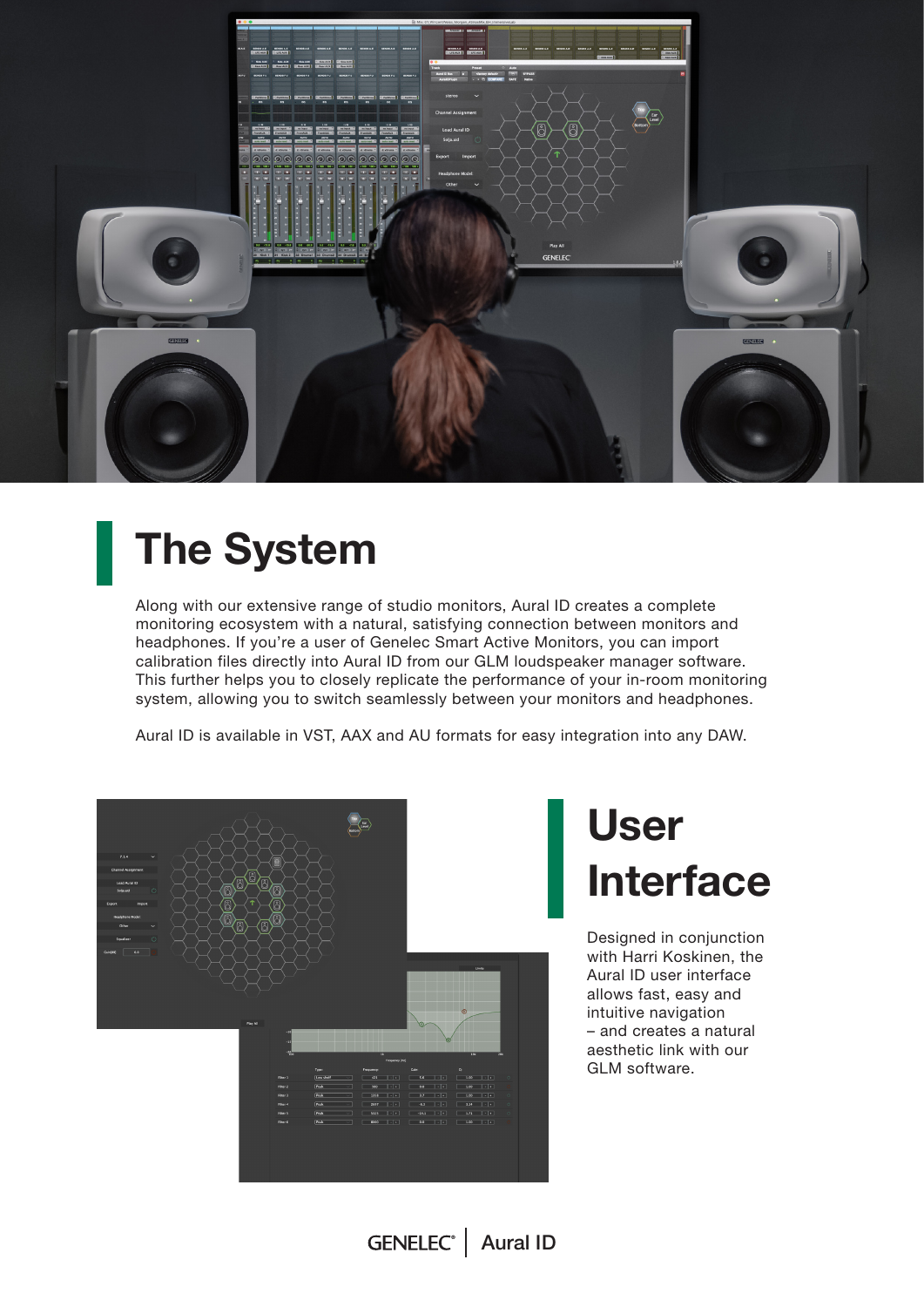# The System

Along with our extensive range of studio monitors, Aural ID creates a complete monitoring ecosystem with a natural, satisfying connection between monitors and headphones. If you're a user of Genelec Smart Active Monitors, you can import calibration files directly into Aural ID from our GLM loudspeaker manager software. This further helps you to closely replicate the performance of your in-room monitoring system, allowing you to switch seamlessly between your monitors and headphones.

Aural ID is available in VST, AAX and AU formats for easy integration into any DAW.

# User Interface

Designed in conjunction with Harri Koskinen, the Aural ID user interface allows fast, easy and intuitive navigation – and creates a natural aesthetic link with our GLM software.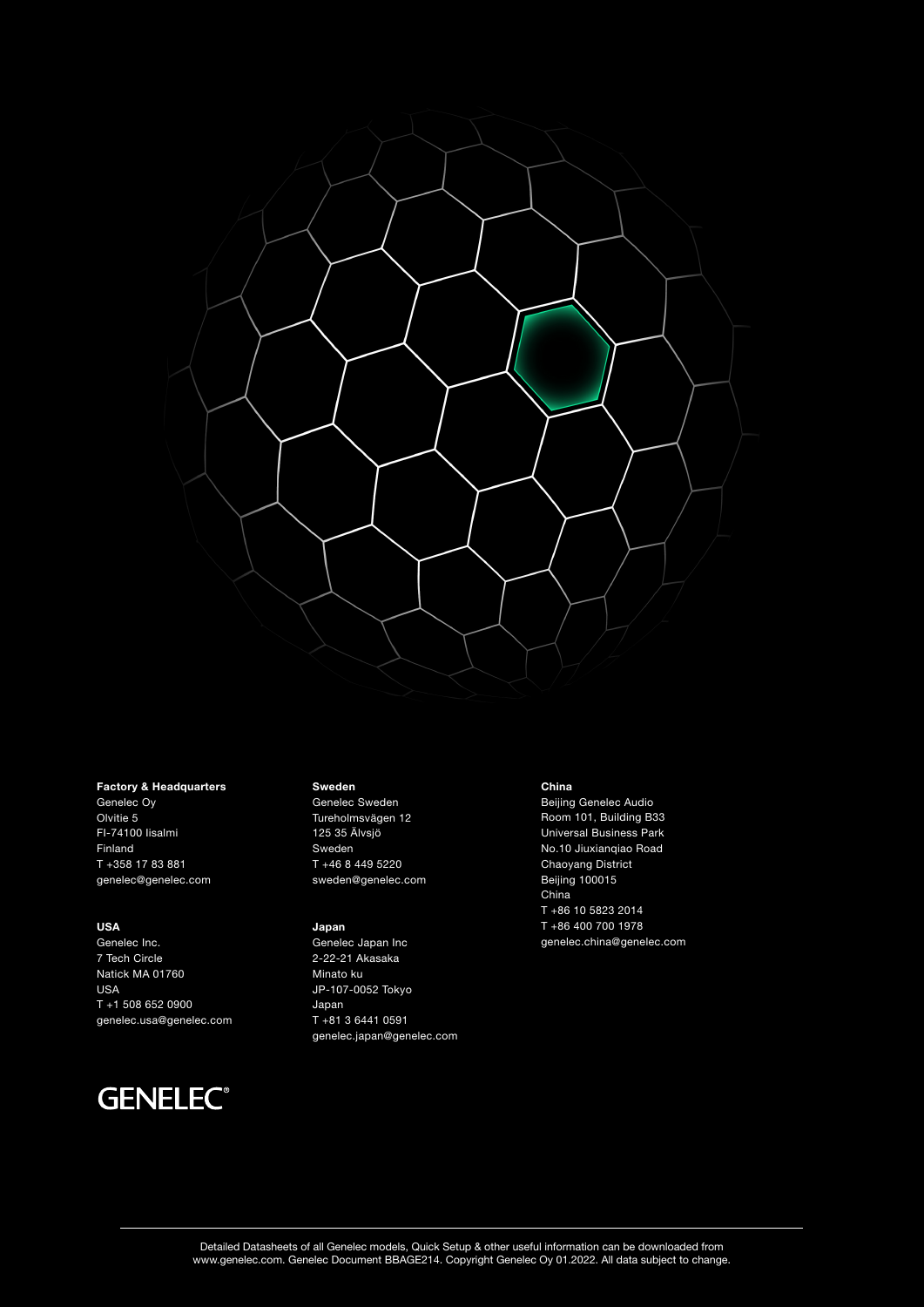**Factory & Headquarters**
Genelec Oy
Olvitie 5
FI-74100 Iisalmi
Finland
T +358 17 83 881
genelec@genelec.com

**USA**
Genelec Inc.
7 Tech Circle
Natick MA 01760
USA
T +1 508 652 0900
genelec.usa@genelec.com

**Sweden**
Genelec Sweden
Tureholmsvägen 12
125 35 Älvsjö
Sweden
T +46 8 449 5220
sweden@genelec.com

**Japan**
Genelec Japan Inc
2-22-21 Akasaka
Minato ku
JP-107-0052 Tokyo
Japan
T +81 3 6441 0591
genelec.japan@genelec.com

**China**
Beijing Genelec Audio
Room 101, Building B33
Universal Business Park
No.10 Jiuxianqiao Road
Chaoyang District
Beijing 100015
China
T +86 10 5823 2014
T +86 400 700 1978
genelec.china@genelec.com

GENELEC®

Detailed Datasheets of all Genelec models, Quick Setup & other useful information can be downloaded from www.genelec.com. Genelec Document BBAGE214. Copyright Genelec Oy 01.2022. All data subject to change.